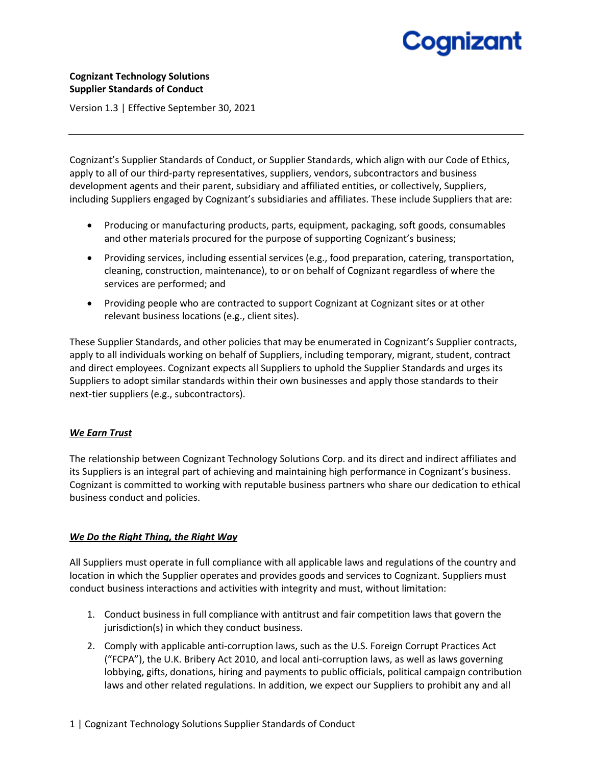**Cognizant Technology Solutions**
**Supplier Standards of Conduct**

Version 1.3 | Effective September 30, 2021

---

Cognizant's Supplier Standards of Conduct, or Supplier Standards, which align with our Code of Ethics, apply to all of our third-party representatives, suppliers, vendors, subcontractors and business development agents and their parent, subsidiary and affiliated entities, or collectively, Suppliers, including Suppliers engaged by Cognizant's subsidiaries and affiliates. These include Suppliers that are:

- Producing or manufacturing products, parts, equipment, packaging, soft goods, consumables and other materials procured for the purpose of supporting Cognizant's business;
- Providing services, including essential services (e.g., food preparation, catering, transportation, cleaning, construction, maintenance), to or on behalf of Cognizant regardless of where the services are performed; and
- Providing people who are contracted to support Cognizant at Cognizant sites or at other relevant business locations (e.g., client sites).

These Supplier Standards, and other policies that may be enumerated in Cognizant's Supplier contracts, apply to all individuals working on behalf of Suppliers, including temporary, migrant, student, contract and direct employees. Cognizant expects all Suppliers to uphold the Supplier Standards and urges its Suppliers to adopt similar standards within their own businesses and apply those standards to their next-tier suppliers (e.g., subcontractors).

## ***We Earn Trust***

The relationship between Cognizant Technology Solutions Corp. and its direct and indirect affiliates and its Suppliers is an integral part of achieving and maintaining high performance in Cognizant's business. Cognizant is committed to working with reputable business partners who share our dedication to ethical business conduct and policies.

## ***We Do the Right Thing, the Right Way***

All Suppliers must operate in full compliance with all applicable laws and regulations of the country and location in which the Supplier operates and provides goods and services to Cognizant. Suppliers must conduct business interactions and activities with integrity and must, without limitation:

1. Conduct business in full compliance with antitrust and fair competition laws that govern the jurisdiction(s) in which they conduct business.
2. Comply with applicable anti-corruption laws, such as the U.S. Foreign Corrupt Practices Act ("FCPA"), the U.K. Bribery Act 2010, and local anti-corruption laws, as well as laws governing lobbying, gifts, donations, hiring and payments to public officials, political campaign contribution laws and other related regulations. In addition, we expect our Suppliers to prohibit any and all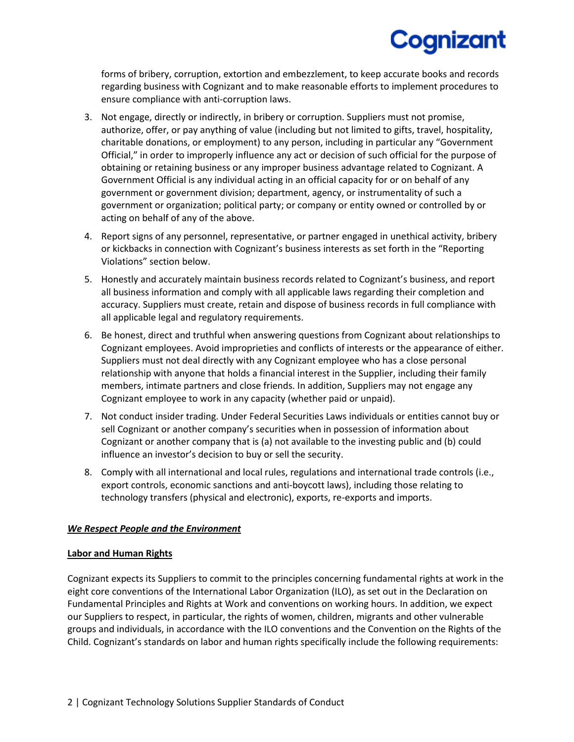forms of bribery, corruption, extortion and embezzlement, to keep accurate books and records regarding business with Cognizant and to make reasonable efforts to implement procedures to ensure compliance with anti-corruption laws.

3. Not engage, directly or indirectly, in bribery or corruption. Suppliers must not promise, authorize, offer, or pay anything of value (including but not limited to gifts, travel, hospitality, charitable donations, or employment) to any person, including in particular any "Government Official," in order to improperly influence any act or decision of such official for the purpose of obtaining or retaining business or any improper business advantage related to Cognizant. A Government Official is any individual acting in an official capacity for or on behalf of any government or government division; department, agency, or instrumentality of such a government or organization; political party; or company or entity owned or controlled by or acting on behalf of any of the above.
4. Report signs of any personnel, representative, or partner engaged in unethical activity, bribery or kickbacks in connection with Cognizant's business interests as set forth in the "Reporting Violations" section below.
5. Honestly and accurately maintain business records related to Cognizant's business, and report all business information and comply with all applicable laws regarding their completion and accuracy. Suppliers must create, retain and dispose of business records in full compliance with all applicable legal and regulatory requirements.
6. Be honest, direct and truthful when answering questions from Cognizant about relationships to Cognizant employees. Avoid improprieties and conflicts of interests or the appearance of either. Suppliers must not deal directly with any Cognizant employee who has a close personal relationship with anyone that holds a financial interest in the Supplier, including their family members, intimate partners and close friends. In addition, Suppliers may not engage any Cognizant employee to work in any capacity (whether paid or unpaid).
7. Not conduct insider trading. Under Federal Securities Laws individuals or entities cannot buy or sell Cognizant or another company's securities when in possession of information about Cognizant or another company that is (a) not available to the investing public and (b) could influence an investor's decision to buy or sell the security.
8. Comply with all international and local rules, regulations and international trade controls (i.e., export controls, economic sanctions and anti-boycott laws), including those relating to technology transfers (physical and electronic), exports, re-exports and imports.

***We Respect People and the Environment***

**Labor and Human Rights**

Cognizant expects its Suppliers to commit to the principles concerning fundamental rights at work in the eight core conventions of the International Labor Organization (ILO), as set out in the Declaration on Fundamental Principles and Rights at Work and conventions on working hours. In addition, we expect our Suppliers to respect, in particular, the rights of women, children, migrants and other vulnerable groups and individuals, in accordance with the ILO conventions and the Convention on the Rights of the Child. Cognizant's standards on labor and human rights specifically include the following requirements: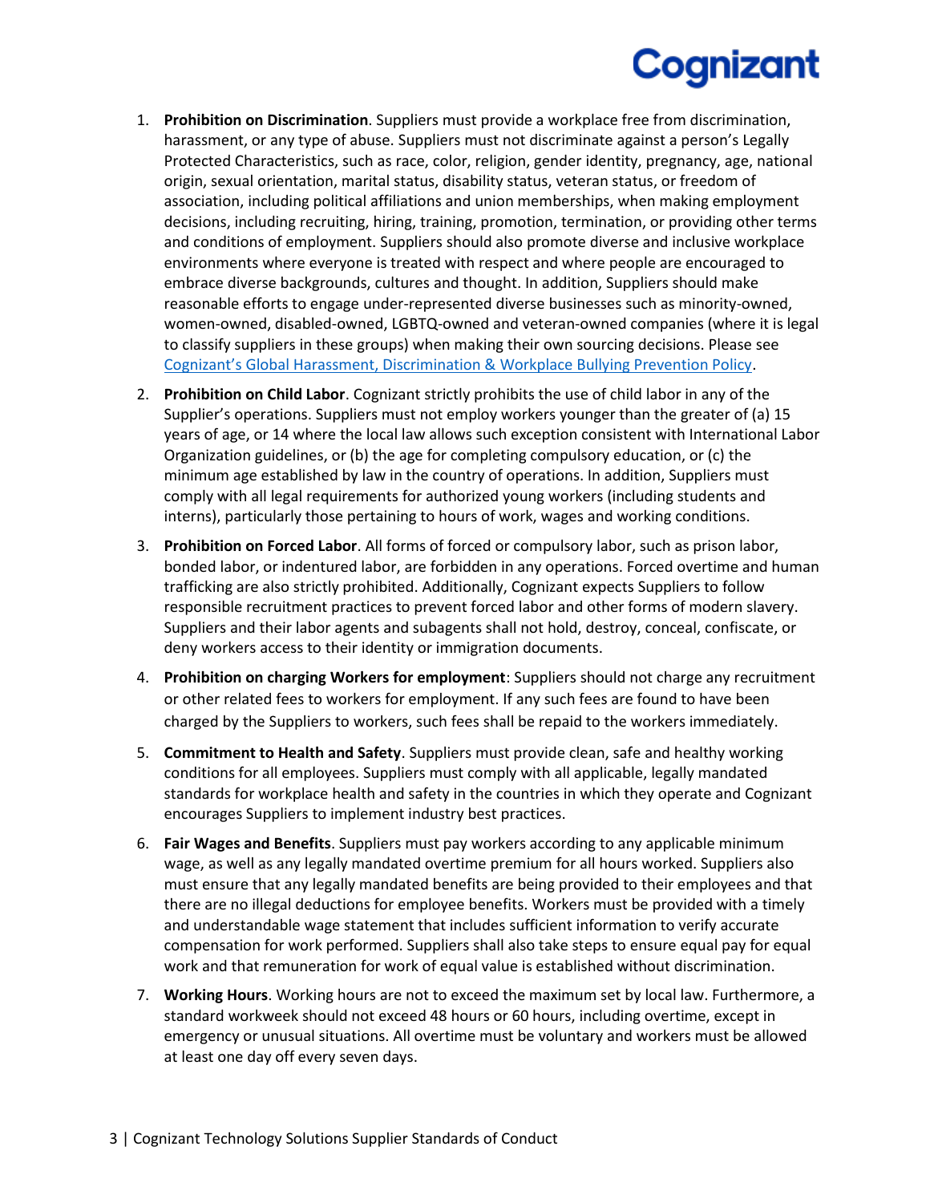1. **Prohibition on Discrimination**. Suppliers must provide a workplace free from discrimination, harassment, or any type of abuse. Suppliers must not discriminate against a person's Legally Protected Characteristics, such as race, color, religion, gender identity, pregnancy, age, national origin, sexual orientation, marital status, disability status, veteran status, or freedom of association, including political affiliations and union memberships, when making employment decisions, including recruiting, hiring, training, promotion, termination, or providing other terms and conditions of employment. Suppliers should also promote diverse and inclusive workplace environments where everyone is treated with respect and where people are encouraged to embrace diverse backgrounds, cultures and thought. In addition, Suppliers should make reasonable efforts to engage under-represented diverse businesses such as minority-owned, women-owned, disabled-owned, LGBTQ-owned and veteran-owned companies (where it is legal to classify suppliers in these groups) when making their own sourcing decisions. Please see Cognizant's Global Harassment, Discrimination & Workplace Bullying Prevention Policy.
2. **Prohibition on Child Labor**. Cognizant strictly prohibits the use of child labor in any of the Supplier's operations. Suppliers must not employ workers younger than the greater of (a) 15 years of age, or 14 where the local law allows such exception consistent with International Labor Organization guidelines, or (b) the age for completing compulsory education, or (c) the minimum age established by law in the country of operations. In addition, Suppliers must comply with all legal requirements for authorized young workers (including students and interns), particularly those pertaining to hours of work, wages and working conditions.
3. **Prohibition on Forced Labor**. All forms of forced or compulsory labor, such as prison labor, bonded labor, or indentured labor, are forbidden in any operations. Forced overtime and human trafficking are also strictly prohibited. Additionally, Cognizant expects Suppliers to follow responsible recruitment practices to prevent forced labor and other forms of modern slavery. Suppliers and their labor agents and subagents shall not hold, destroy, conceal, confiscate, or deny workers access to their identity or immigration documents.
4. **Prohibition on charging Workers for employment**: Suppliers should not charge any recruitment or other related fees to workers for employment. If any such fees are found to have been charged by the Suppliers to workers, such fees shall be repaid to the workers immediately.
5. **Commitment to Health and Safety**. Suppliers must provide clean, safe and healthy working conditions for all employees. Suppliers must comply with all applicable, legally mandated standards for workplace health and safety in the countries in which they operate and Cognizant encourages Suppliers to implement industry best practices.
6. **Fair Wages and Benefits**. Suppliers must pay workers according to any applicable minimum wage, as well as any legally mandated overtime premium for all hours worked. Suppliers also must ensure that any legally mandated benefits are being provided to their employees and that there are no illegal deductions for employee benefits. Workers must be provided with a timely and understandable wage statement that includes sufficient information to verify accurate compensation for work performed. Suppliers shall also take steps to ensure equal pay for equal work and that remuneration for work of equal value is established without discrimination.
7. **Working Hours**. Working hours are not to exceed the maximum set by local law. Furthermore, a standard workweek should not exceed 48 hours or 60 hours, including overtime, except in emergency or unusual situations. All overtime must be voluntary and workers must be allowed at least one day off every seven days.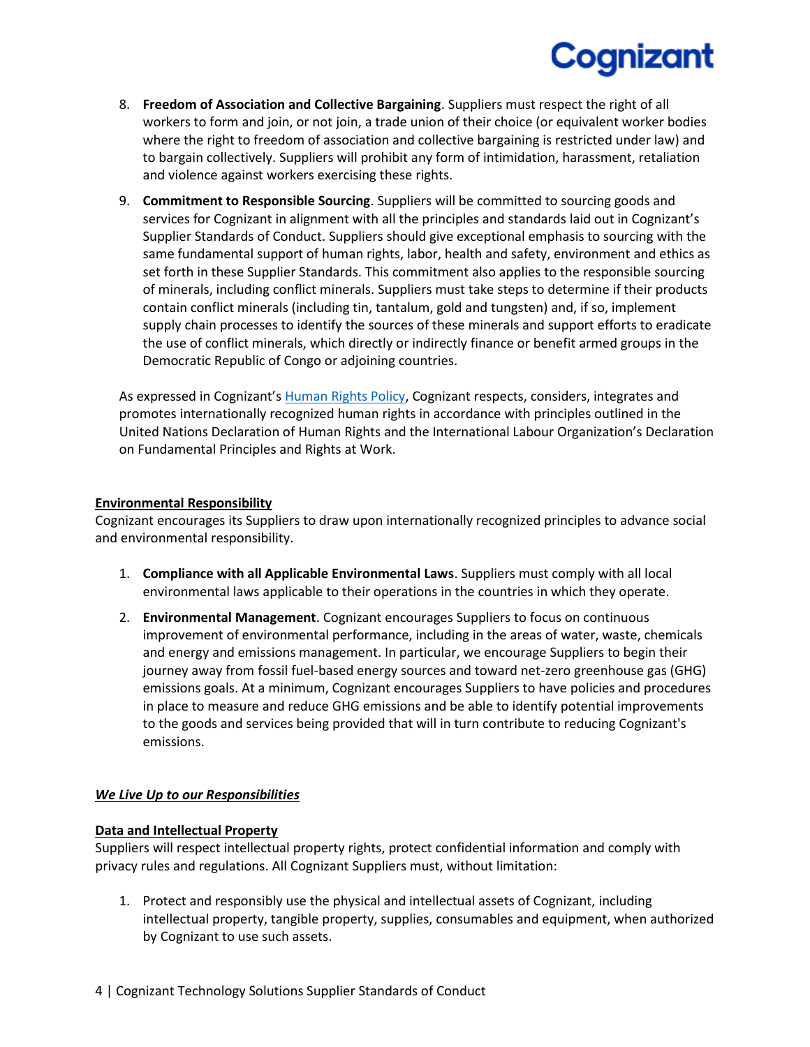8. **Freedom of Association and Collective Bargaining**. Suppliers must respect the right of all workers to form and join, or not join, a trade union of their choice (or equivalent worker bodies where the right to freedom of association and collective bargaining is restricted under law) and to bargain collectively. Suppliers will prohibit any form of intimidation, harassment, retaliation and violence against workers exercising these rights.

9. **Commitment to Responsible Sourcing**. Suppliers will be committed to sourcing goods and services for Cognizant in alignment with all the principles and standards laid out in Cognizant's Supplier Standards of Conduct. Suppliers should give exceptional emphasis to sourcing with the same fundamental support of human rights, labor, health and safety, environment and ethics as set forth in these Supplier Standards. This commitment also applies to the responsible sourcing of minerals, including conflict minerals. Suppliers must take steps to determine if their products contain conflict minerals (including tin, tantalum, gold and tungsten) and, if so, implement supply chain processes to identify the sources of these minerals and support efforts to eradicate the use of conflict minerals, which directly or indirectly finance or benefit armed groups in the Democratic Republic of Congo or adjoining countries.

As expressed in Cognizant's Human Rights Policy, Cognizant respects, considers, integrates and promotes internationally recognized human rights in accordance with principles outlined in the United Nations Declaration of Human Rights and the International Labour Organization's Declaration on Fundamental Principles and Rights at Work.

## Environmental Responsibility

Cognizant encourages its Suppliers to draw upon internationally recognized principles to advance social and environmental responsibility.

1. **Compliance with all Applicable Environmental Laws**. Suppliers must comply with all local environmental laws applicable to their operations in the countries in which they operate.

2. **Environmental Management**. Cognizant encourages Suppliers to focus on continuous improvement of environmental performance, including in the areas of water, waste, chemicals and energy and emissions management. In particular, we encourage Suppliers to begin their journey away from fossil fuel-based energy sources and toward net-zero greenhouse gas (GHG) emissions goals. At a minimum, Cognizant encourages Suppliers to have policies and procedures in place to measure and reduce GHG emissions and be able to identify potential improvements to the goods and services being provided that will in turn contribute to reducing Cognizant's emissions.

# *We Live Up to our Responsibilities*

## Data and Intellectual Property

Suppliers will respect intellectual property rights, protect confidential information and comply with privacy rules and regulations. All Cognizant Suppliers must, without limitation:

1. Protect and responsibly use the physical and intellectual assets of Cognizant, including intellectual property, tangible property, supplies, consumables and equipment, when authorized by Cognizant to use such assets.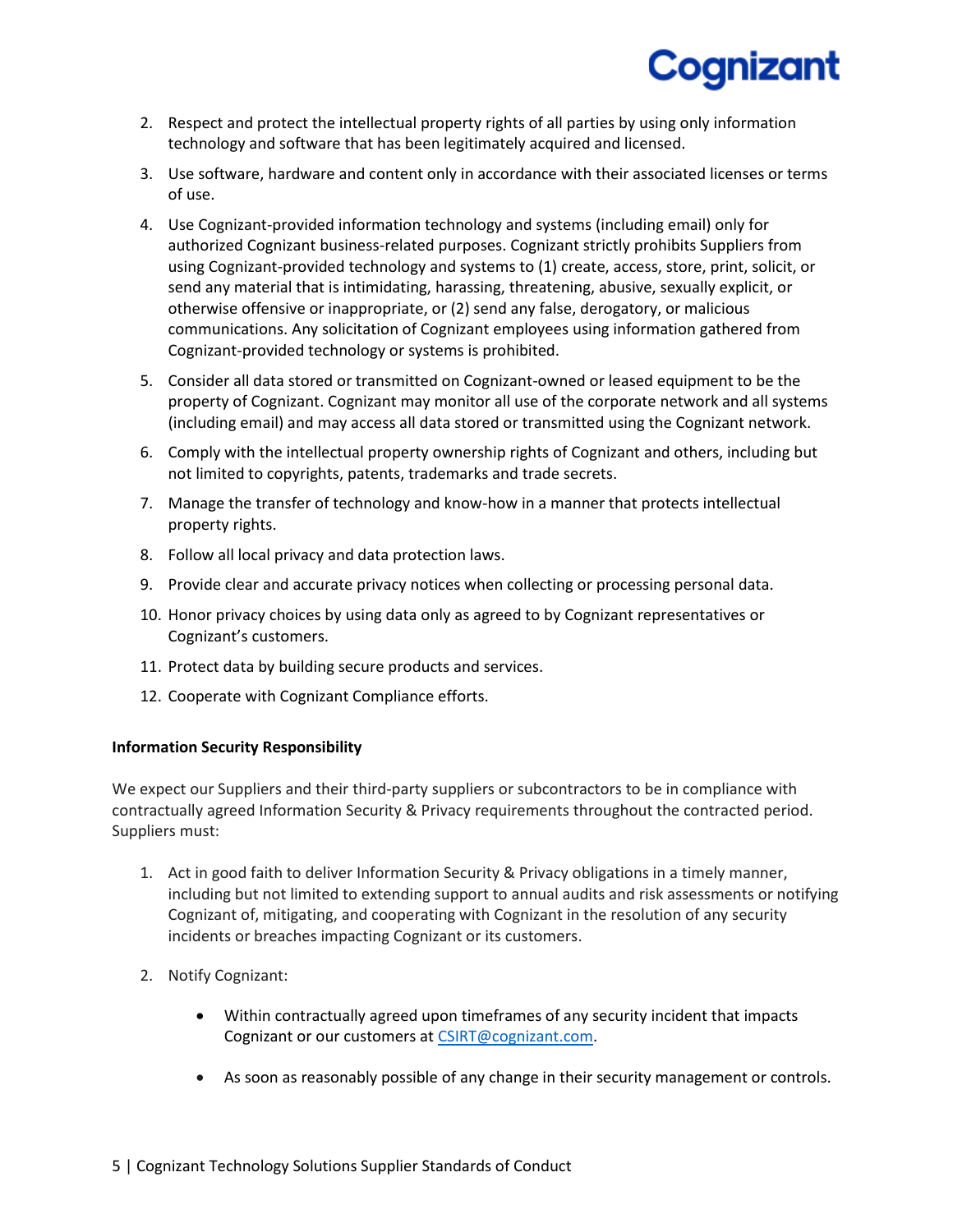2. Respect and protect the intellectual property rights of all parties by using only information technology and software that has been legitimately acquired and licensed.
3. Use software, hardware and content only in accordance with their associated licenses or terms of use.
4. Use Cognizant-provided information technology and systems (including email) only for authorized Cognizant business-related purposes. Cognizant strictly prohibits Suppliers from using Cognizant-provided technology and systems to (1) create, access, store, print, solicit, or send any material that is intimidating, harassing, threatening, abusive, sexually explicit, or otherwise offensive or inappropriate, or (2) send any false, derogatory, or malicious communications. Any solicitation of Cognizant employees using information gathered from Cognizant-provided technology or systems is prohibited.
5. Consider all data stored or transmitted on Cognizant-owned or leased equipment to be the property of Cognizant. Cognizant may monitor all use of the corporate network and all systems (including email) and may access all data stored or transmitted using the Cognizant network.
6. Comply with the intellectual property ownership rights of Cognizant and others, including but not limited to copyrights, patents, trademarks and trade secrets.
7. Manage the transfer of technology and know-how in a manner that protects intellectual property rights.
8. Follow all local privacy and data protection laws.
9. Provide clear and accurate privacy notices when collecting or processing personal data.
10. Honor privacy choices by using data only as agreed to by Cognizant representatives or Cognizant's customers.
11. Protect data by building secure products and services.
12. Cooperate with Cognizant Compliance efforts.

**Information Security Responsibility**

We expect our Suppliers and their third-party suppliers or subcontractors to be in compliance with contractually agreed Information Security & Privacy requirements throughout the contracted period. Suppliers must:

1. Act in good faith to deliver Information Security & Privacy obligations in a timely manner, including but not limited to extending support to annual audits and risk assessments or notifying Cognizant of, mitigating, and cooperating with Cognizant in the resolution of any security incidents or breaches impacting Cognizant or its customers.
2. Notify Cognizant:
   - Within contractually agreed upon timeframes of any security incident that impacts Cognizant or our customers at CSIRT@cognizant.com.
   - As soon as reasonably possible of any change in their security management or controls.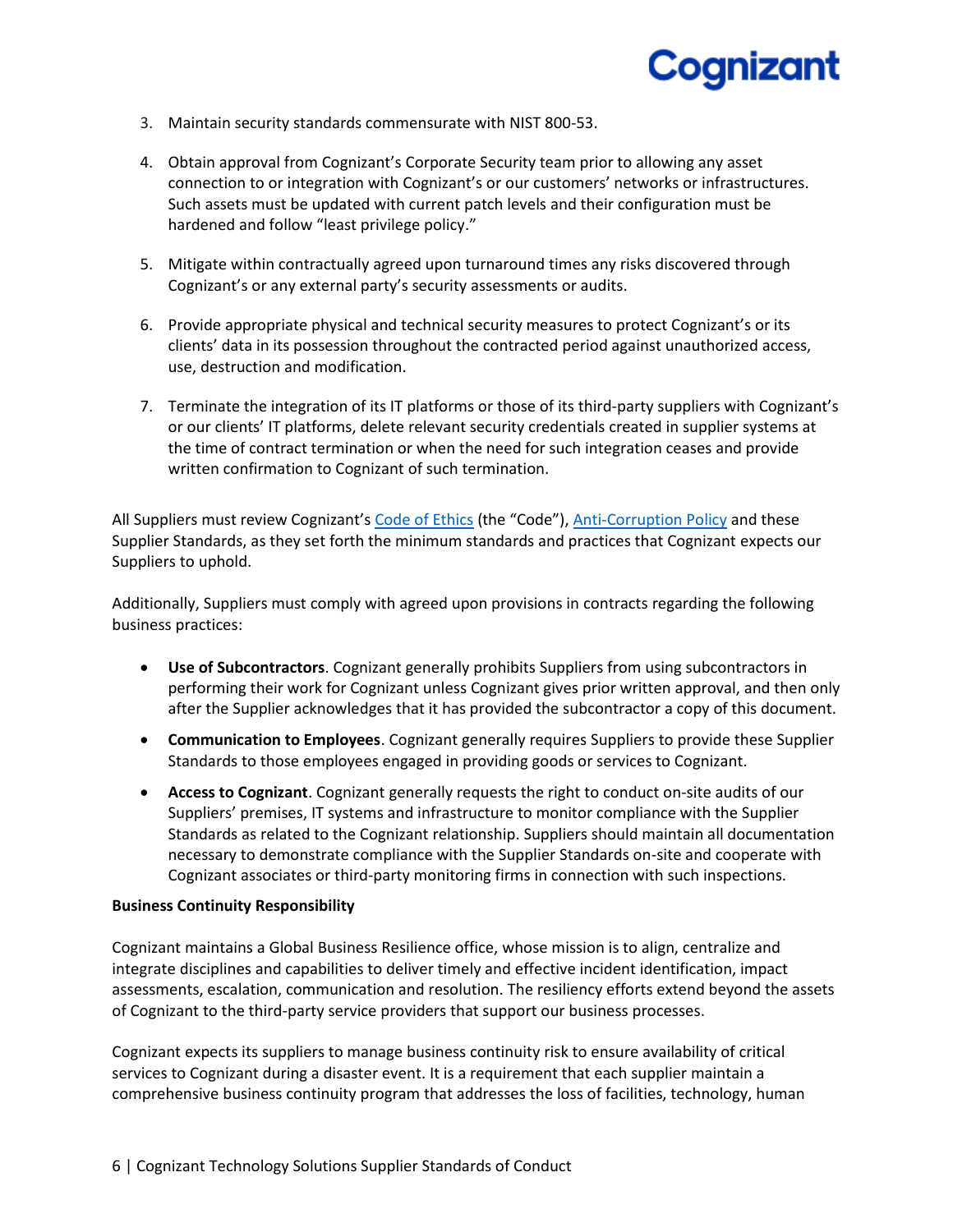3. Maintain security standards commensurate with NIST 800-53.

4. Obtain approval from Cognizant's Corporate Security team prior to allowing any asset connection to or integration with Cognizant's or our customers' networks or infrastructures. Such assets must be updated with current patch levels and their configuration must be hardened and follow "least privilege policy."

5. Mitigate within contractually agreed upon turnaround times any risks discovered through Cognizant's or any external party's security assessments or audits.

6. Provide appropriate physical and technical security measures to protect Cognizant's or its clients' data in its possession throughout the contracted period against unauthorized access, use, destruction and modification.

7. Terminate the integration of its IT platforms or those of its third-party suppliers with Cognizant's or our clients' IT platforms, delete relevant security credentials created in supplier systems at the time of contract termination or when the need for such integration ceases and provide written confirmation to Cognizant of such termination.

All Suppliers must review Cognizant's Code of Ethics (the "Code"), Anti-Corruption Policy and these Supplier Standards, as they set forth the minimum standards and practices that Cognizant expects our Suppliers to uphold.

Additionally, Suppliers must comply with agreed upon provisions in contracts regarding the following business practices:

- **Use of Subcontractors**. Cognizant generally prohibits Suppliers from using subcontractors in performing their work for Cognizant unless Cognizant gives prior written approval, and then only after the Supplier acknowledges that it has provided the subcontractor a copy of this document.
- **Communication to Employees**. Cognizant generally requires Suppliers to provide these Supplier Standards to those employees engaged in providing goods or services to Cognizant.
- **Access to Cognizant**. Cognizant generally requests the right to conduct on-site audits of our Suppliers' premises, IT systems and infrastructure to monitor compliance with the Supplier Standards as related to the Cognizant relationship. Suppliers should maintain all documentation necessary to demonstrate compliance with the Supplier Standards on-site and cooperate with Cognizant associates or third-party monitoring firms in connection with such inspections.

**Business Continuity Responsibility**

Cognizant maintains a Global Business Resilience office, whose mission is to align, centralize and integrate disciplines and capabilities to deliver timely and effective incident identification, impact assessments, escalation, communication and resolution. The resiliency efforts extend beyond the assets of Cognizant to the third-party service providers that support our business processes.

Cognizant expects its suppliers to manage business continuity risk to ensure availability of critical services to Cognizant during a disaster event. It is a requirement that each supplier maintain a comprehensive business continuity program that addresses the loss of facilities, technology, human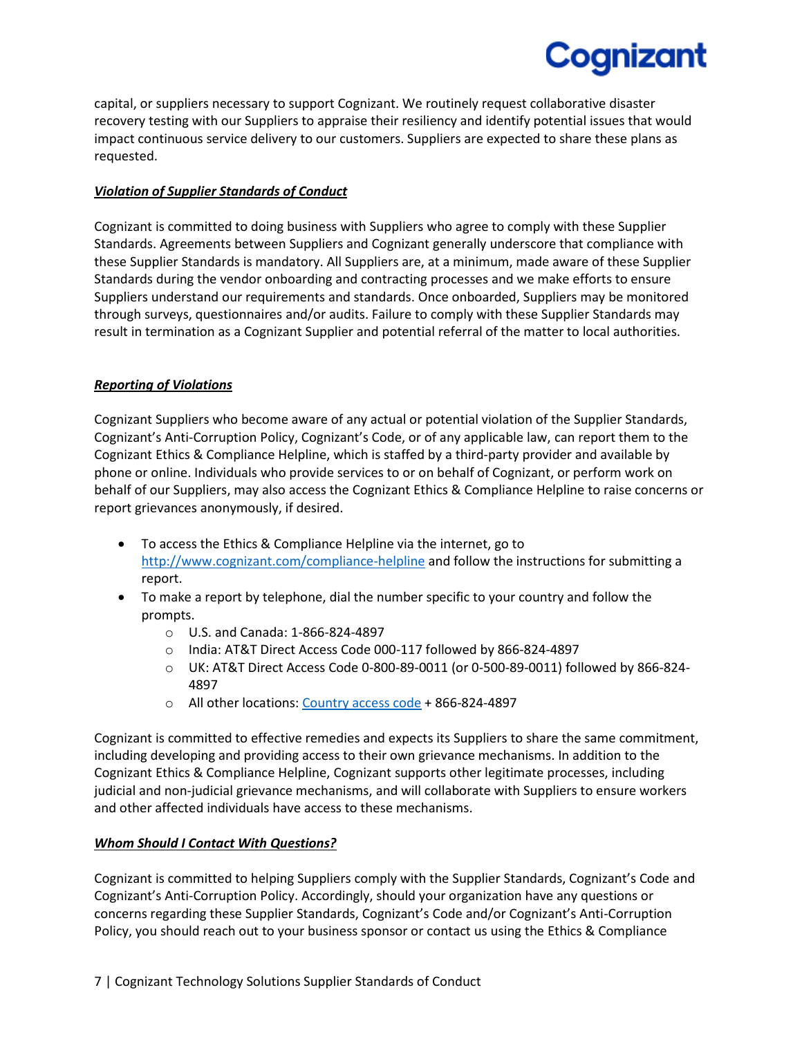capital, or suppliers necessary to support Cognizant. We routinely request collaborative disaster recovery testing with our Suppliers to appraise their resiliency and identify potential issues that would impact continuous service delivery to our customers. Suppliers are expected to share these plans as requested.

### ***Violation of Supplier Standards of Conduct***

Cognizant is committed to doing business with Suppliers who agree to comply with these Supplier Standards. Agreements between Suppliers and Cognizant generally underscore that compliance with these Supplier Standards is mandatory. All Suppliers are, at a minimum, made aware of these Supplier Standards during the vendor onboarding and contracting processes and we make efforts to ensure Suppliers understand our requirements and standards. Once onboarded, Suppliers may be monitored through surveys, questionnaires and/or audits. Failure to comply with these Supplier Standards may result in termination as a Cognizant Supplier and potential referral of the matter to local authorities.

### ***Reporting of Violations***

Cognizant Suppliers who become aware of any actual or potential violation of the Supplier Standards, Cognizant's Anti-Corruption Policy, Cognizant's Code, or of any applicable law, can report them to the Cognizant Ethics & Compliance Helpline, which is staffed by a third-party provider and available by phone or online. Individuals who provide services to or on behalf of Cognizant, or perform work on behalf of our Suppliers, may also access the Cognizant Ethics & Compliance Helpline to raise concerns or report grievances anonymously, if desired.

- To access the Ethics & Compliance Helpline via the internet, go to http://www.cognizant.com/compliance-helpline and follow the instructions for submitting a report.
- To make a report by telephone, dial the number specific to your country and follow the prompts.
  - U.S. and Canada: 1-866-824-4897
  - India: AT&T Direct Access Code 000-117 followed by 866-824-4897
  - UK: AT&T Direct Access Code 0-800-89-0011 (or 0-500-89-0011) followed by 866-824-4897
  - All other locations: Country access code + 866-824-4897

Cognizant is committed to effective remedies and expects its Suppliers to share the same commitment, including developing and providing access to their own grievance mechanisms. In addition to the Cognizant Ethics & Compliance Helpline, Cognizant supports other legitimate processes, including judicial and non-judicial grievance mechanisms, and will collaborate with Suppliers to ensure workers and other affected individuals have access to these mechanisms.

### ***Whom Should I Contact With Questions?***

Cognizant is committed to helping Suppliers comply with the Supplier Standards, Cognizant's Code and Cognizant's Anti-Corruption Policy. Accordingly, should your organization have any questions or concerns regarding these Supplier Standards, Cognizant's Code and/or Cognizant's Anti-Corruption Policy, you should reach out to your business sponsor or contact us using the Ethics & Compliance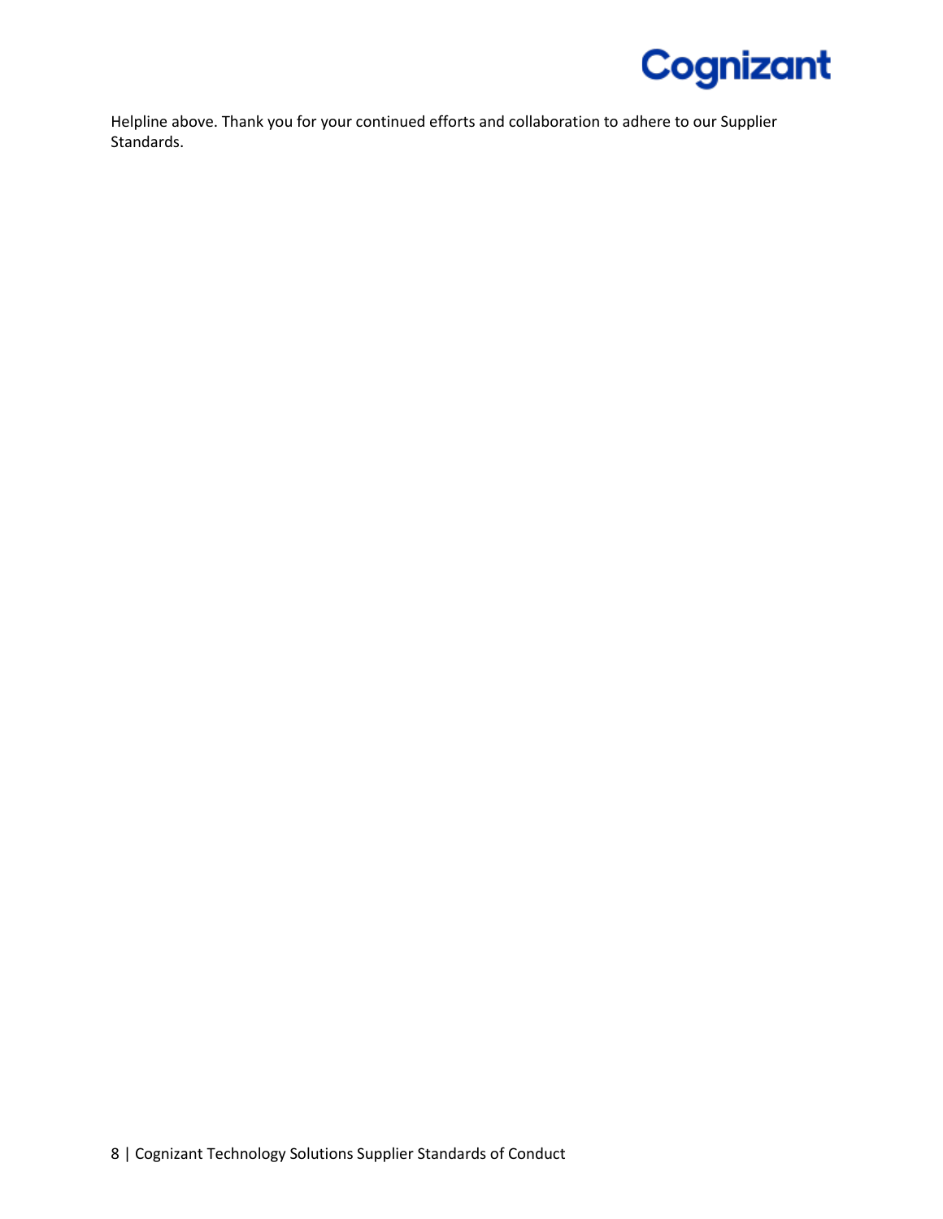Helpline above. Thank you for your continued efforts and collaboration to adhere to our Supplier Standards.